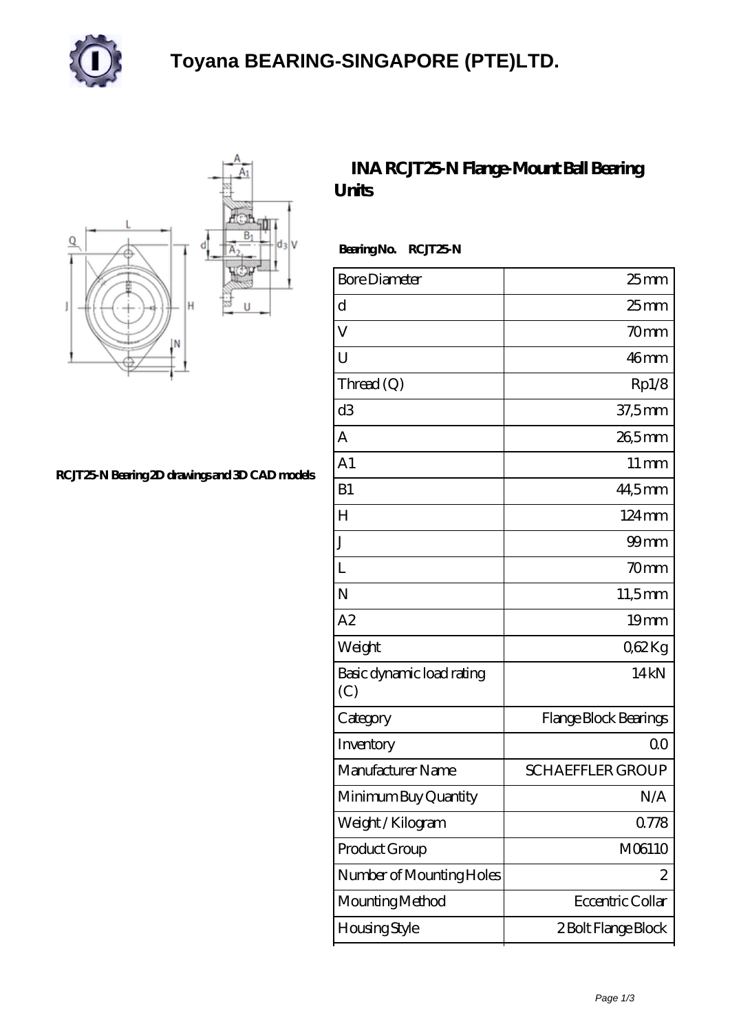# Toyana BEARING-SINGAPORE (PTE)LTD.

RCJT25-N Bearing 2D drawings and 3D CAD models

## INA RCJT25-N Flange-Mount Ball Bearing Units

**Bearing No. RCJT25-N**

| | |
|---|---|
| Bore Diameter | 25 mm |
| d | 25 mm |
| V | 70 mm |
| U | 46 mm |
| Thread (Q) | Rp1/8 |
| d3 | 37,5 mm |
| A | 26,5 mm |
| A1 | 11 mm |
| B1 | 44,5 mm |
| H | 124 mm |
| J | 99 mm |
| L | 70 mm |
| N | 11,5 mm |
| A2 | 19 mm |
| Weight | 0,62 Kg |
| Basic dynamic load rating (C) | 14 kN |
| Category | Flange Block Bearings |
| Inventory | 0.0 |
| Manufacturer Name | SCHAEFFLER GROUP |
| Minimum Buy Quantity | N/A |
| Weight / Kilogram | 0.778 |
| Product Group | M06110 |
| Number of Mounting Holes | 2 |
| Mounting Method | Eccentric Collar |
| Housing Style | 2 Bolt Flange Block |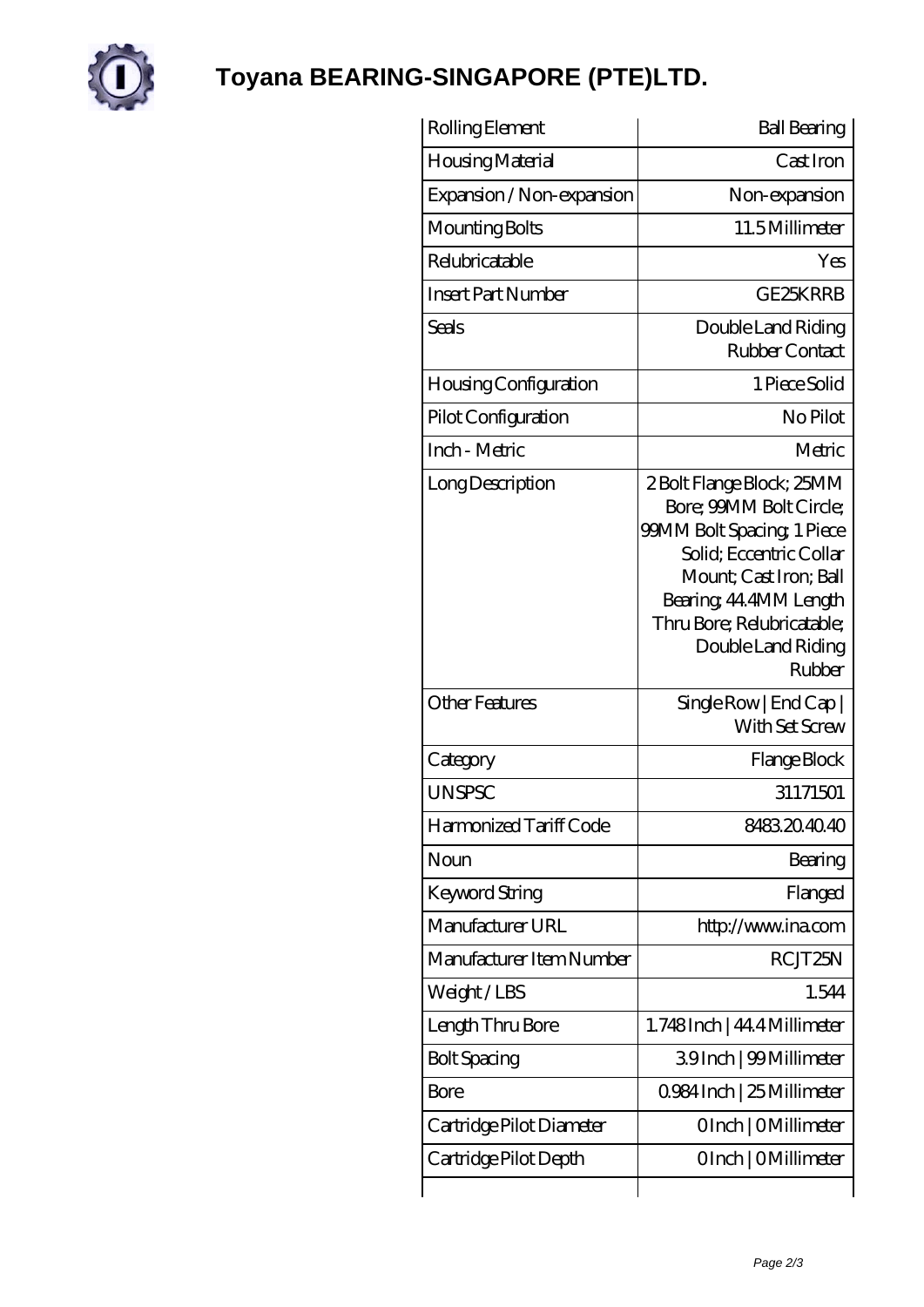# Toyana BEARING-SINGAPORE (PTE)LTD.

| Rolling Element | Ball Bearing |
|---|---|
| Housing Material | Cast Iron |
| Expansion / Non-expansion | Non-expansion |
| Mounting Bolts | 11.5 Millimeter |
| Relubricatable | Yes |
| Insert Part Number | GE25KRRB |
| Seals | Double Land Riding Rubber Contact |
| Housing Configuration | 1 Piece Solid |
| Pilot Configuration | No Pilot |
| Inch - Metric | Metric |
| Long Description | 2 Bolt Flange Block; 25MM Bore; 99MM Bolt Circle; 99MM Bolt Spacing; 1 Piece Solid; Eccentric Collar Mount; Cast Iron; Ball Bearing; 44.4MM Length Thru Bore; Relubricatable; Double Land Riding Rubber |
| Other Features | Single Row \| End Cap \| With Set Screw |
| Category | Flange Block |
| UNSPSC | 31171501 |
| Harmonized Tariff Code | 8483.20.40.40 |
| Noun | Bearing |
| Keyword String | Flanged |
| Manufacturer URL | http://www.ina.com |
| Manufacturer Item Number | RCJT25N |
| Weight / LBS | 1.544 |
| Length Thru Bore | 1.748 Inch \| 44.4 Millimeter |
| Bolt Spacing | 3.9 Inch \| 99 Millimeter |
| Bore | 0.984 Inch \| 25 Millimeter |
| Cartridge Pilot Diameter | 0 Inch \| 0 Millimeter |
| Cartridge Pilot Depth | 0 Inch \| 0 Millimeter |
| | |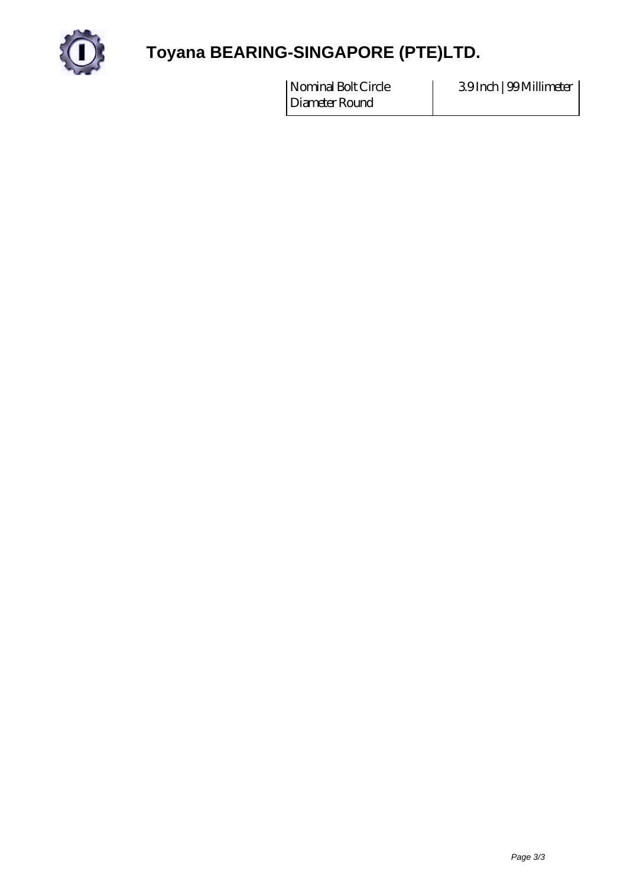# Toyana BEARING-SINGAPORE (PTE)LTD.

| | |
|---|---|
| Nominal Bolt Circle Diameter Round | 3.9 Inch \| 99 Millimeter |